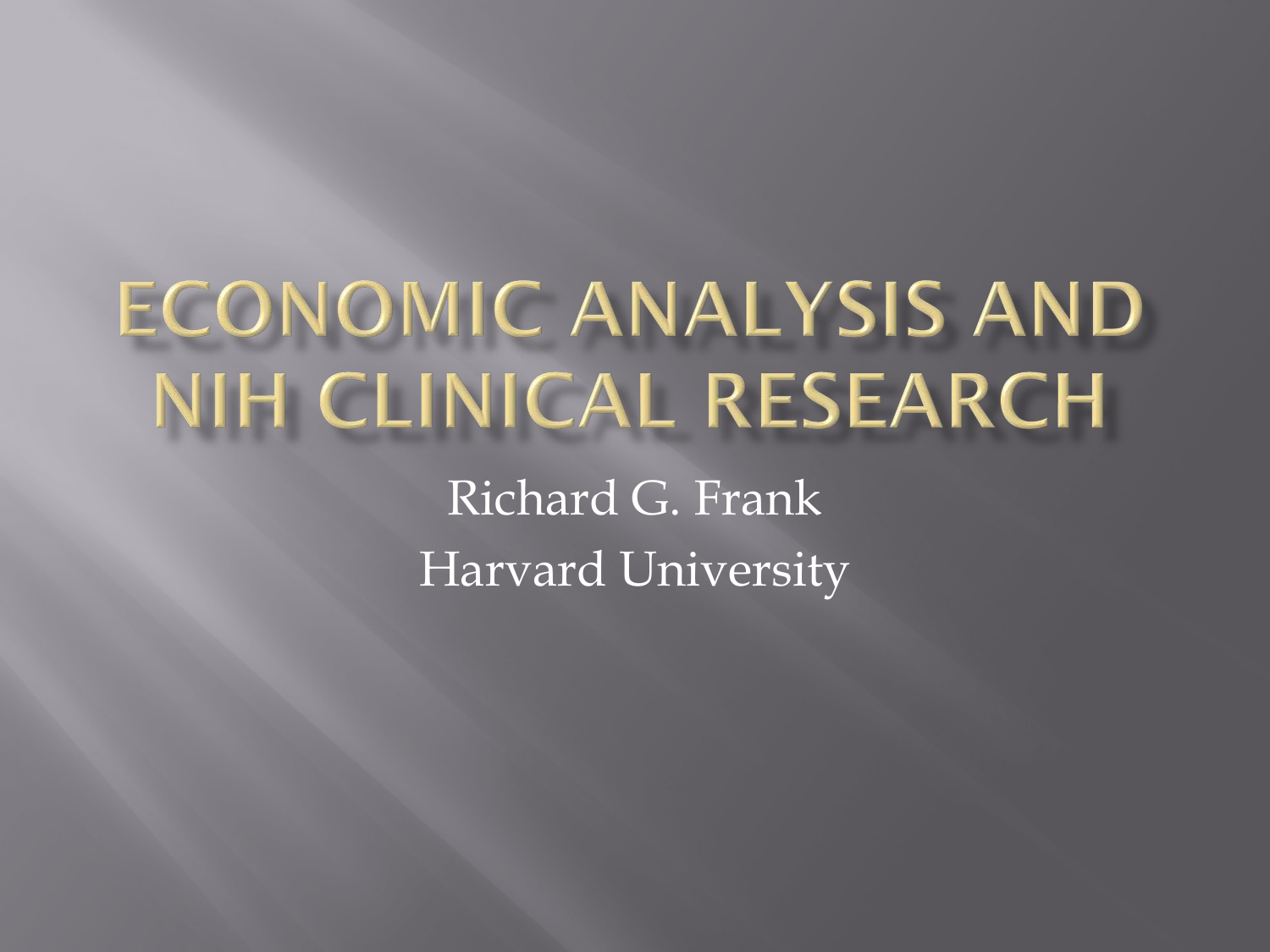# ECONOMIC ANALYSIS AND NIH CLINICAL RESEARCH

Richard G. Frank

Harvard University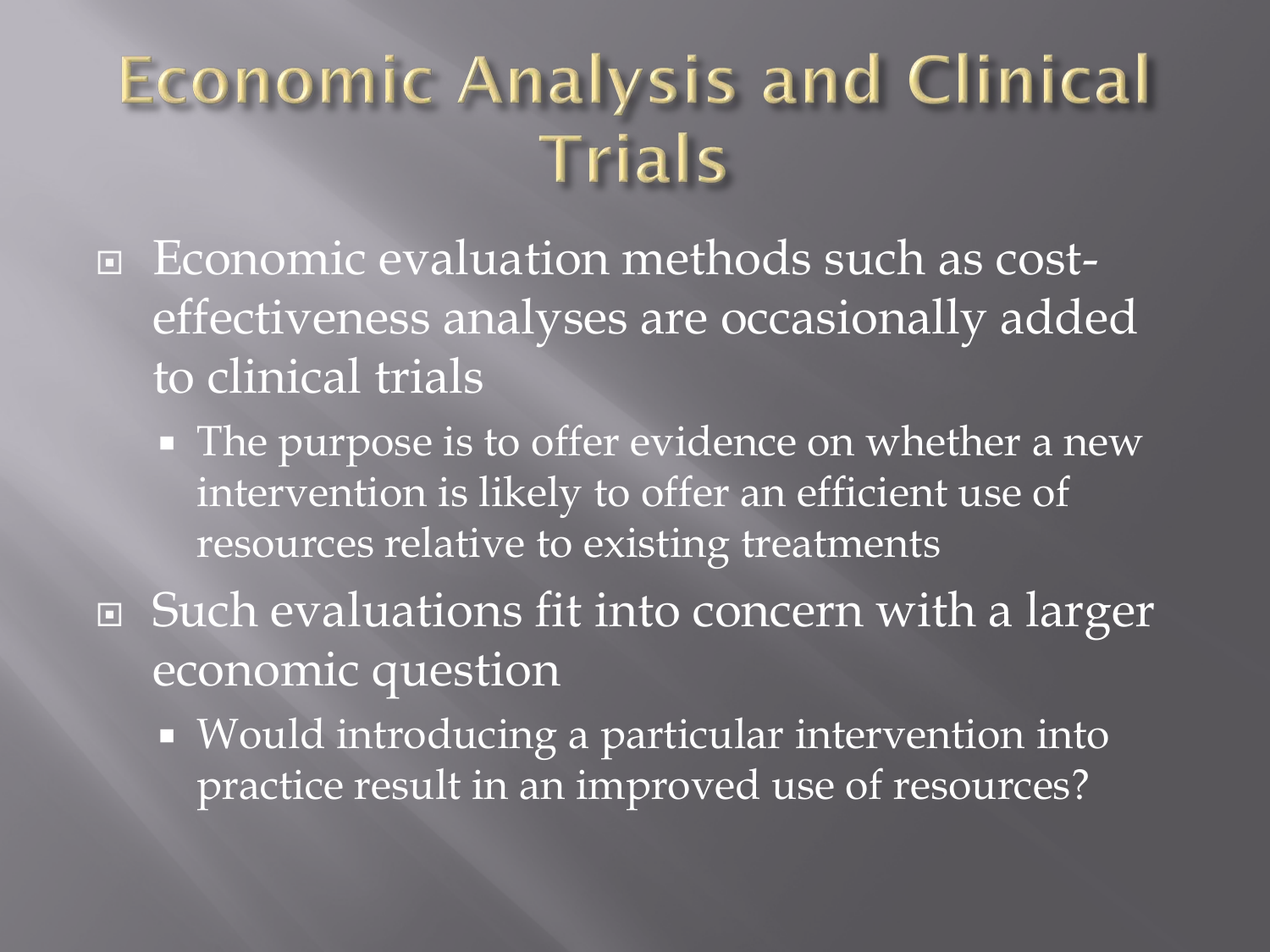# Economic Analysis and Clinical Trials

- Economic evaluation methods such as cost-effectiveness analyses are occasionally added to clinical trials
  - The purpose is to offer evidence on whether a new intervention is likely to offer an efficient use of resources relative to existing treatments
- Such evaluations fit into concern with a larger economic question
  - Would introducing a particular intervention into practice result in an improved use of resources?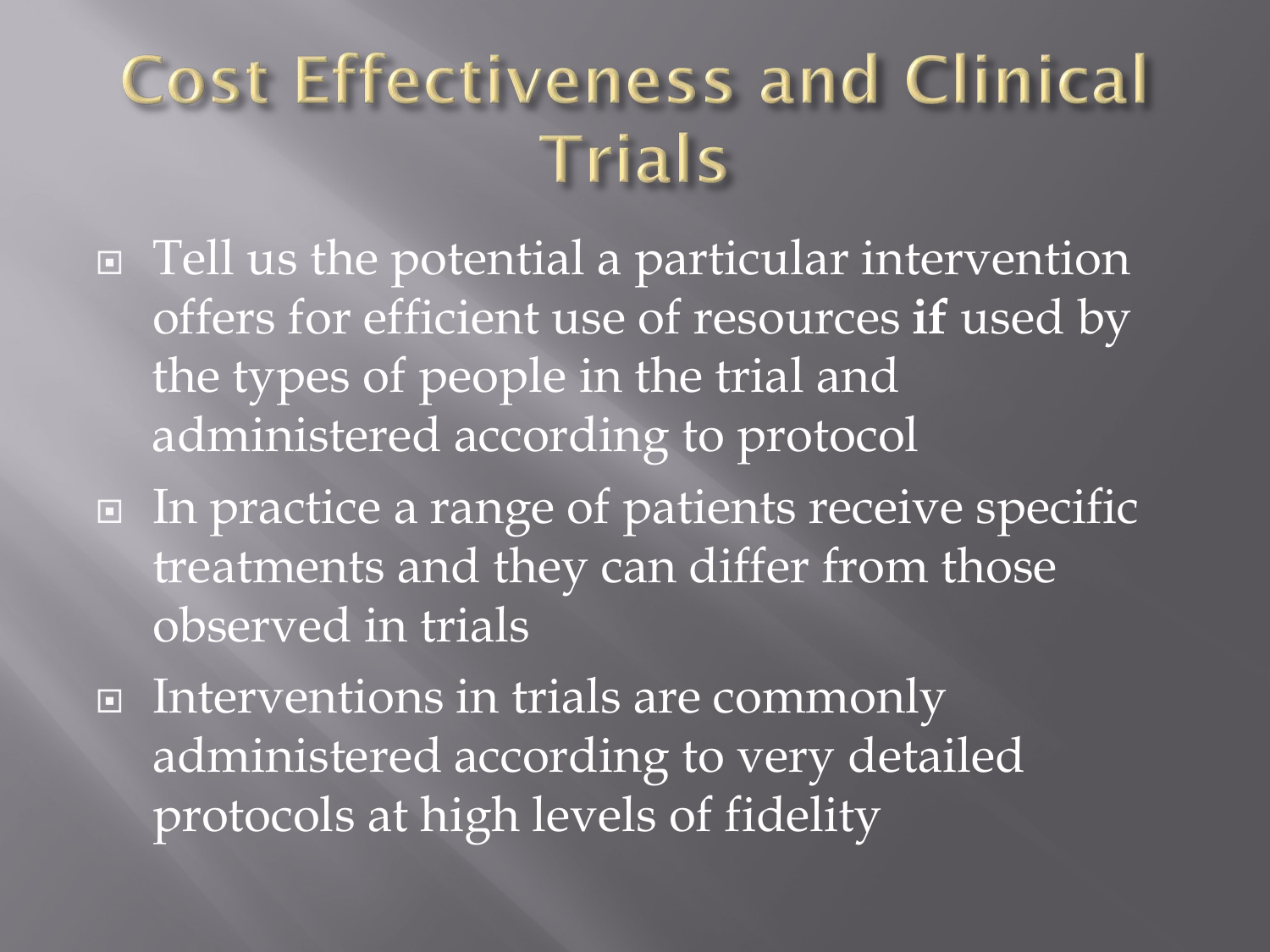# Cost Effectiveness and Clinical Trials

- Tell us the potential a particular intervention offers for efficient use of resources **if** used by the types of people in the trial and administered according to protocol
- In practice a range of patients receive specific treatments and they can differ from those observed in trials
- Interventions in trials are commonly administered according to very detailed protocols at high levels of fidelity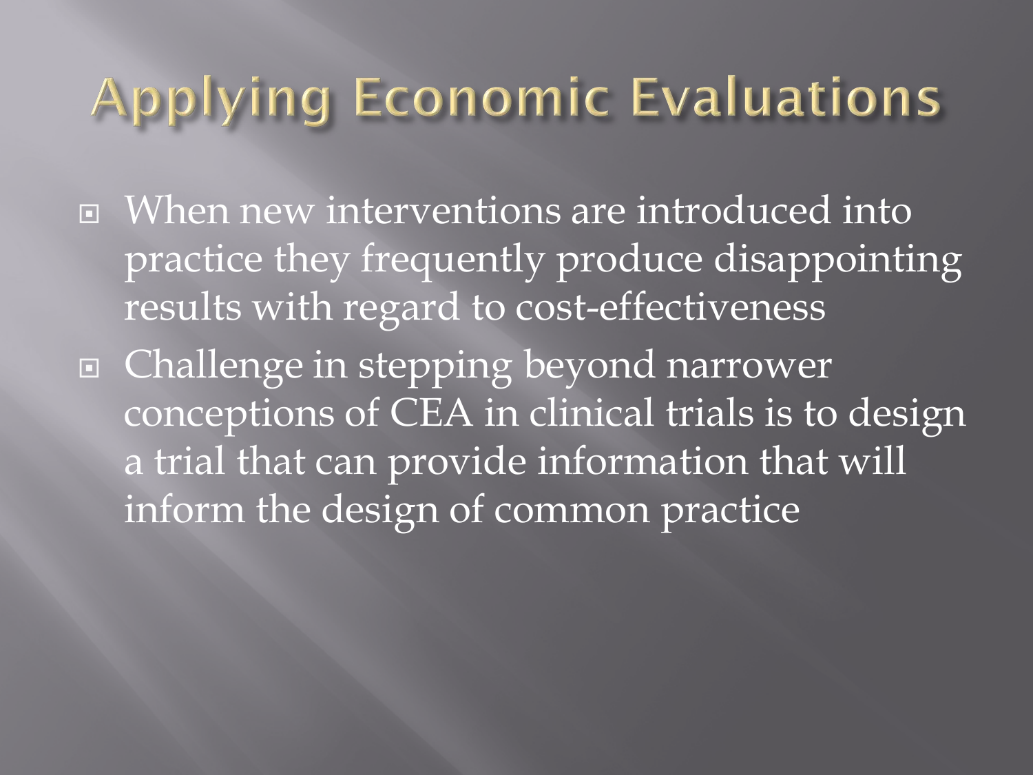# Applying Economic Evaluations

- When new interventions are introduced into practice they frequently produce disappointing results with regard to cost-effectiveness
- Challenge in stepping beyond narrower conceptions of CEA in clinical trials is to design a trial that can provide information that will inform the design of common practice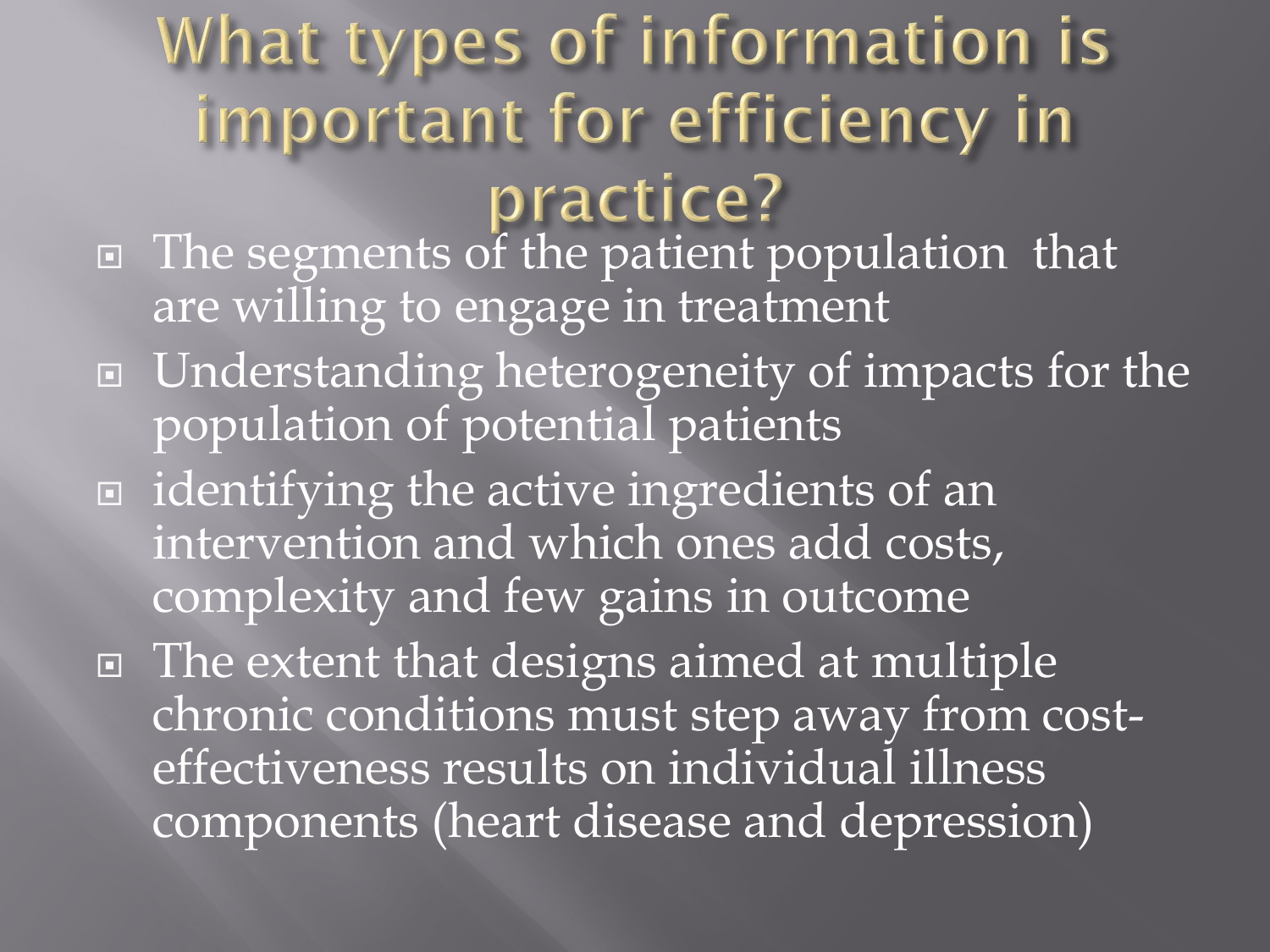# What types of information is important for efficiency in practice?

- The segments of the patient population that are willing to engage in treatment
- Understanding heterogeneity of impacts for the population of potential patients
- identifying the active ingredients of an intervention and which ones add costs, complexity and few gains in outcome
- The extent that designs aimed at multiple chronic conditions must step away from cost-effectiveness results on individual illness components (heart disease and depression)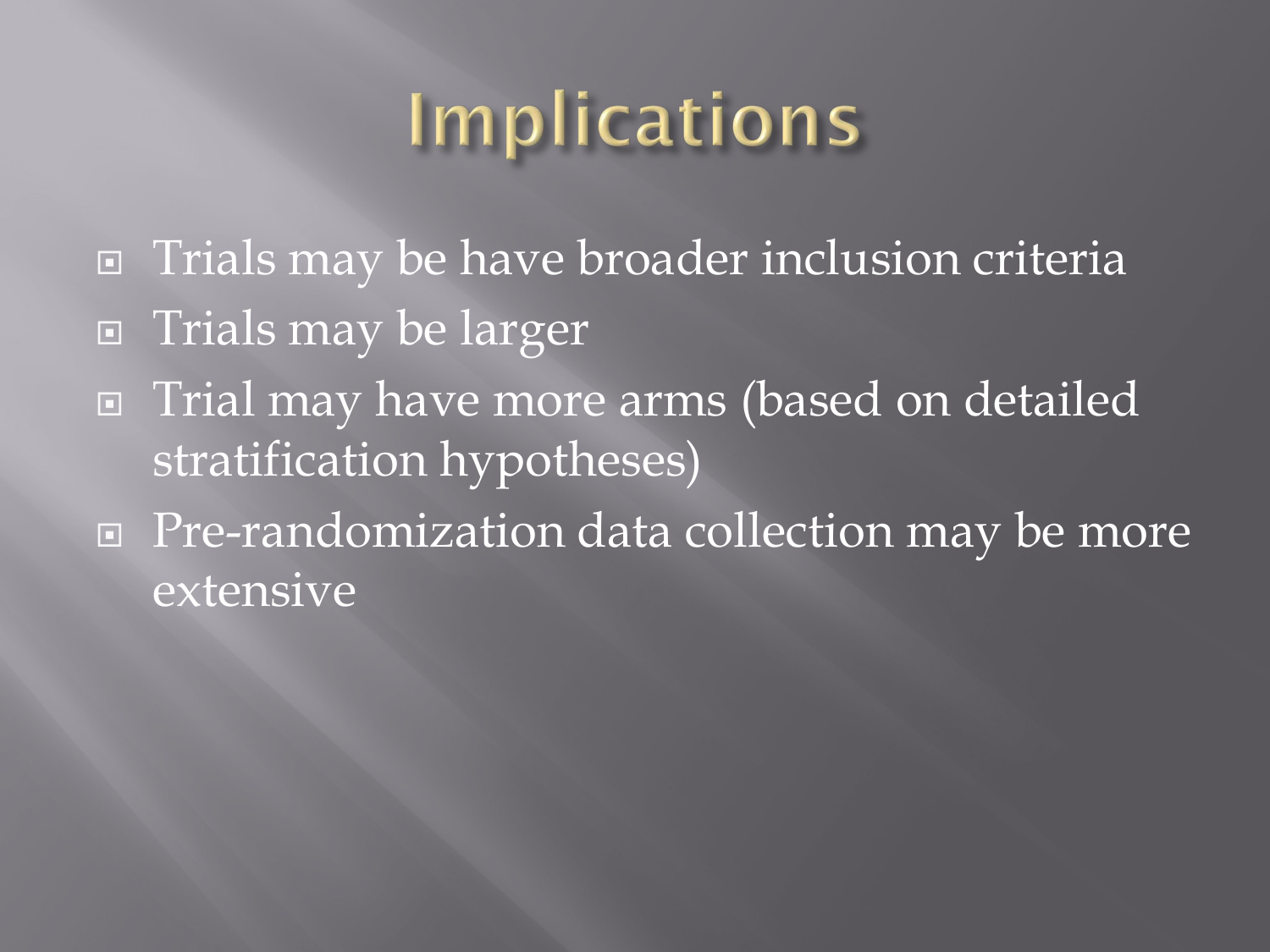# Implications

- Trials may be have broader inclusion criteria
- Trials may be larger
- Trial may have more arms (based on detailed stratification hypotheses)
- Pre-randomization data collection may be more extensive